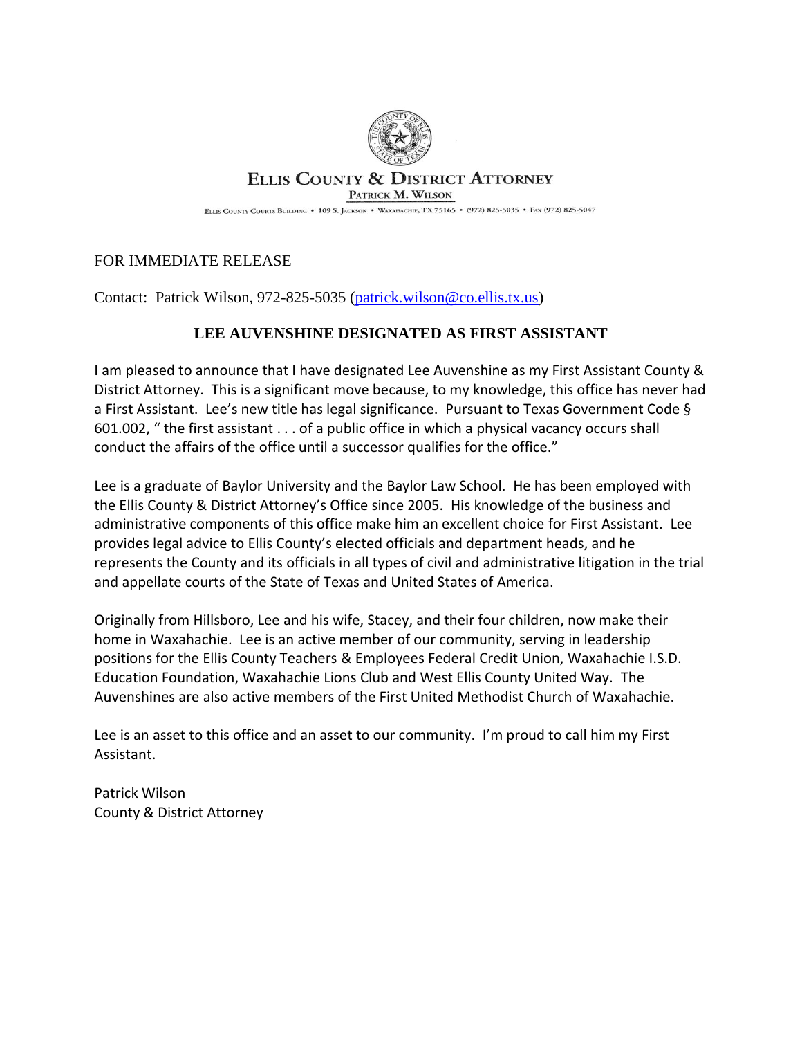**Ellis County & District Attorney**

Patrick M. Wilson

Ellis County Courts Building • 109 S. Jackson • Waxahachie, TX 75165 • (972) 825-5035 • Fax (972) 825-5047

FOR IMMEDIATE RELEASE

Contact: Patrick Wilson, 972-825-5035 (patrick.wilson@co.ellis.tx.us)

# LEE AUVENSHINE DESIGNATED AS FIRST ASSISTANT

I am pleased to announce that I have designated Lee Auvenshine as my First Assistant County & District Attorney. This is a significant move because, to my knowledge, this office has never had a First Assistant. Lee's new title has legal significance. Pursuant to Texas Government Code § 601.002, " the first assistant . . . of a public office in which a physical vacancy occurs shall conduct the affairs of the office until a successor qualifies for the office."

Lee is a graduate of Baylor University and the Baylor Law School. He has been employed with the Ellis County & District Attorney's Office since 2005. His knowledge of the business and administrative components of this office make him an excellent choice for First Assistant. Lee provides legal advice to Ellis County's elected officials and department heads, and he represents the County and its officials in all types of civil and administrative litigation in the trial and appellate courts of the State of Texas and United States of America.

Originally from Hillsboro, Lee and his wife, Stacey, and their four children, now make their home in Waxahachie. Lee is an active member of our community, serving in leadership positions for the Ellis County Teachers & Employees Federal Credit Union, Waxahachie I.S.D. Education Foundation, Waxahachie Lions Club and West Ellis County United Way. The Auvenshines are also active members of the First United Methodist Church of Waxahachie.

Lee is an asset to this office and an asset to our community. I'm proud to call him my First Assistant.

Patrick Wilson
County & District Attorney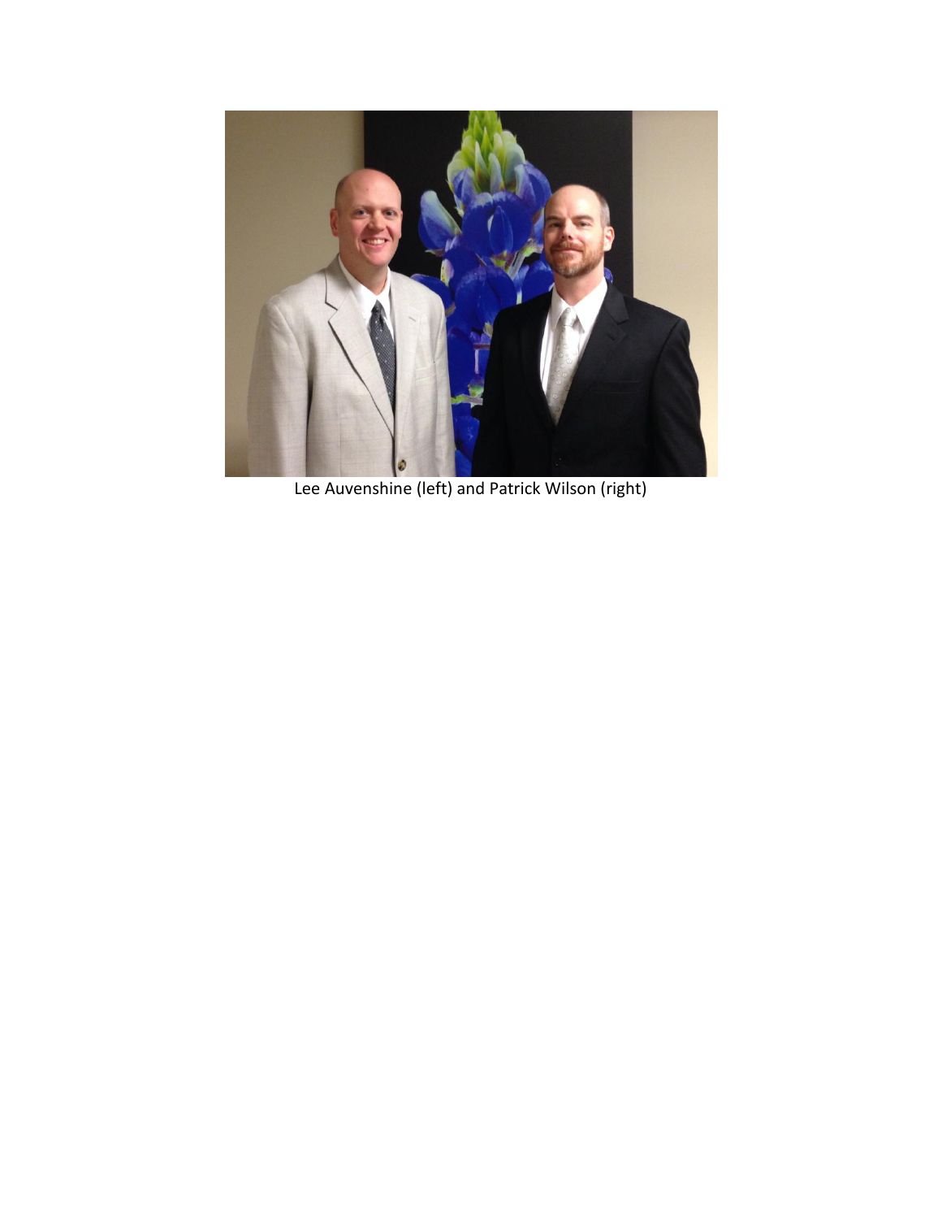Lee Auvenshine (left) and Patrick Wilson (right)